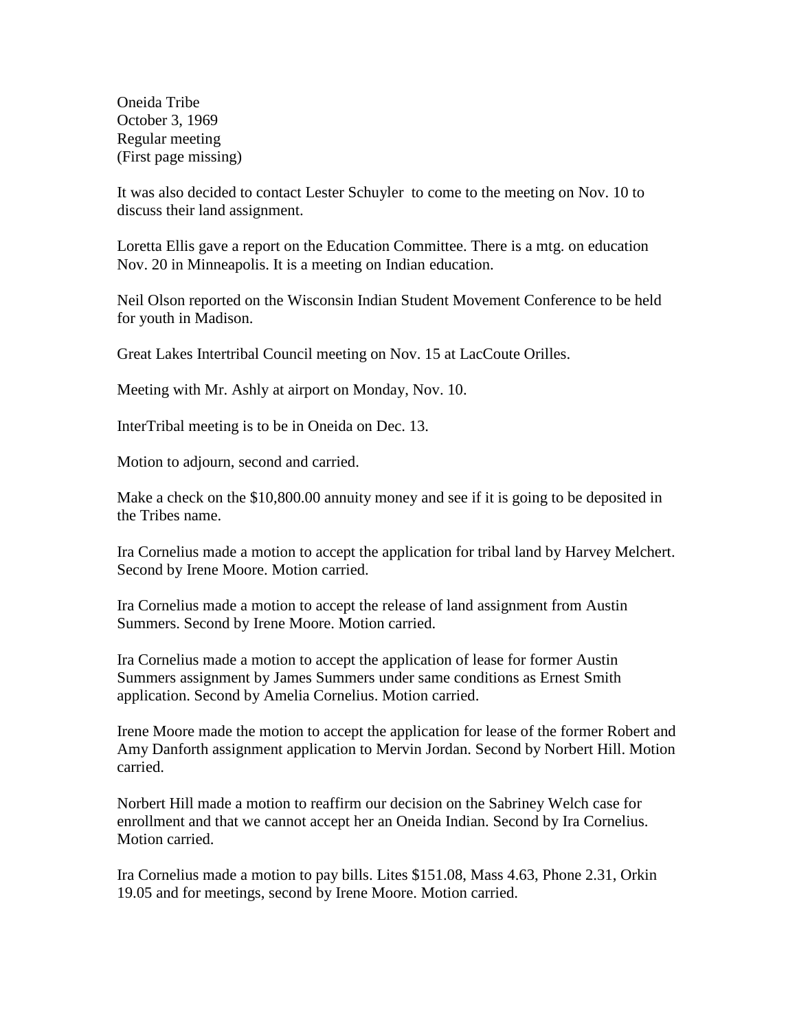Oneida Tribe
October 3, 1969
Regular meeting
(First page missing)

It was also decided to contact Lester Schuyler to come to the meeting on Nov. 10 to discuss their land assignment.

Loretta Ellis gave a report on the Education Committee. There is a mtg. on education Nov. 20 in Minneapolis. It is a meeting on Indian education.

Neil Olson reported on the Wisconsin Indian Student Movement Conference to be held for youth in Madison.

Great Lakes Intertribal Council meeting on Nov. 15 at LacCoute Orilles.

Meeting with Mr. Ashly at airport on Monday, Nov. 10.

InterTribal meeting is to be in Oneida on Dec. 13.

Motion to adjourn, second and carried.

Make a check on the $10,800.00 annuity money and see if it is going to be deposited in the Tribes name.

Ira Cornelius made a motion to accept the application for tribal land by Harvey Melchert. Second by Irene Moore. Motion carried.

Ira Cornelius made a motion to accept the release of land assignment from Austin Summers. Second by Irene Moore. Motion carried.

Ira Cornelius made a motion to accept the application of lease for former Austin Summers assignment by James Summers under same conditions as Ernest Smith application. Second by Amelia Cornelius. Motion carried.

Irene Moore made the motion to accept the application for lease of the former Robert and Amy Danforth assignment application to Mervin Jordan. Second by Norbert Hill. Motion carried.

Norbert Hill made a motion to reaffirm our decision on the Sabriney Welch case for enrollment and that we cannot accept her an Oneida Indian. Second by Ira Cornelius. Motion carried.

Ira Cornelius made a motion to pay bills. Lites $151.08, Mass 4.63, Phone 2.31, Orkin 19.05 and for meetings, second by Irene Moore. Motion carried.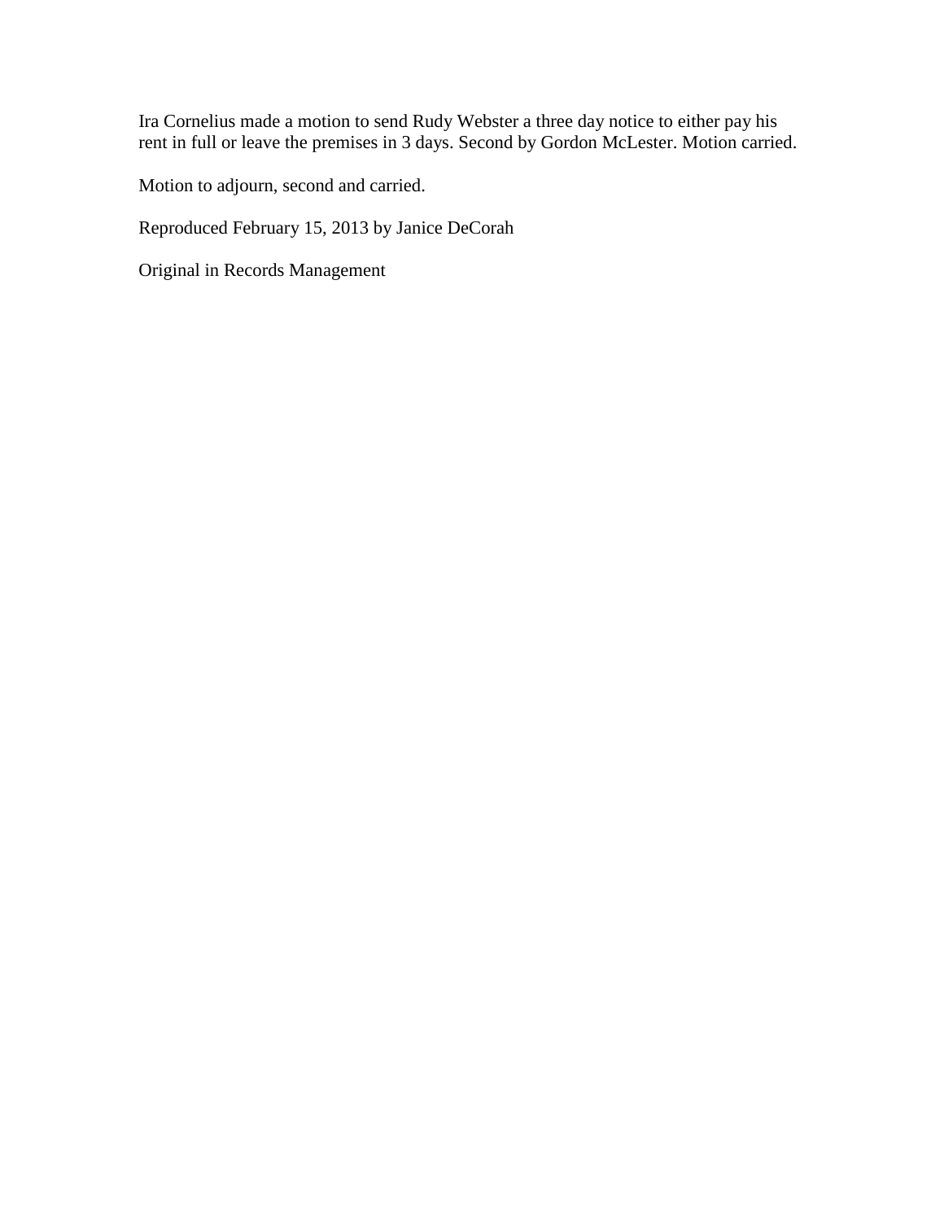Ira Cornelius made a motion to send Rudy Webster a three day notice to either pay his rent in full or leave the premises in 3 days. Second by Gordon McLester. Motion carried.

Motion to adjourn, second and carried.

Reproduced February 15, 2013 by Janice DeCorah

Original in Records Management